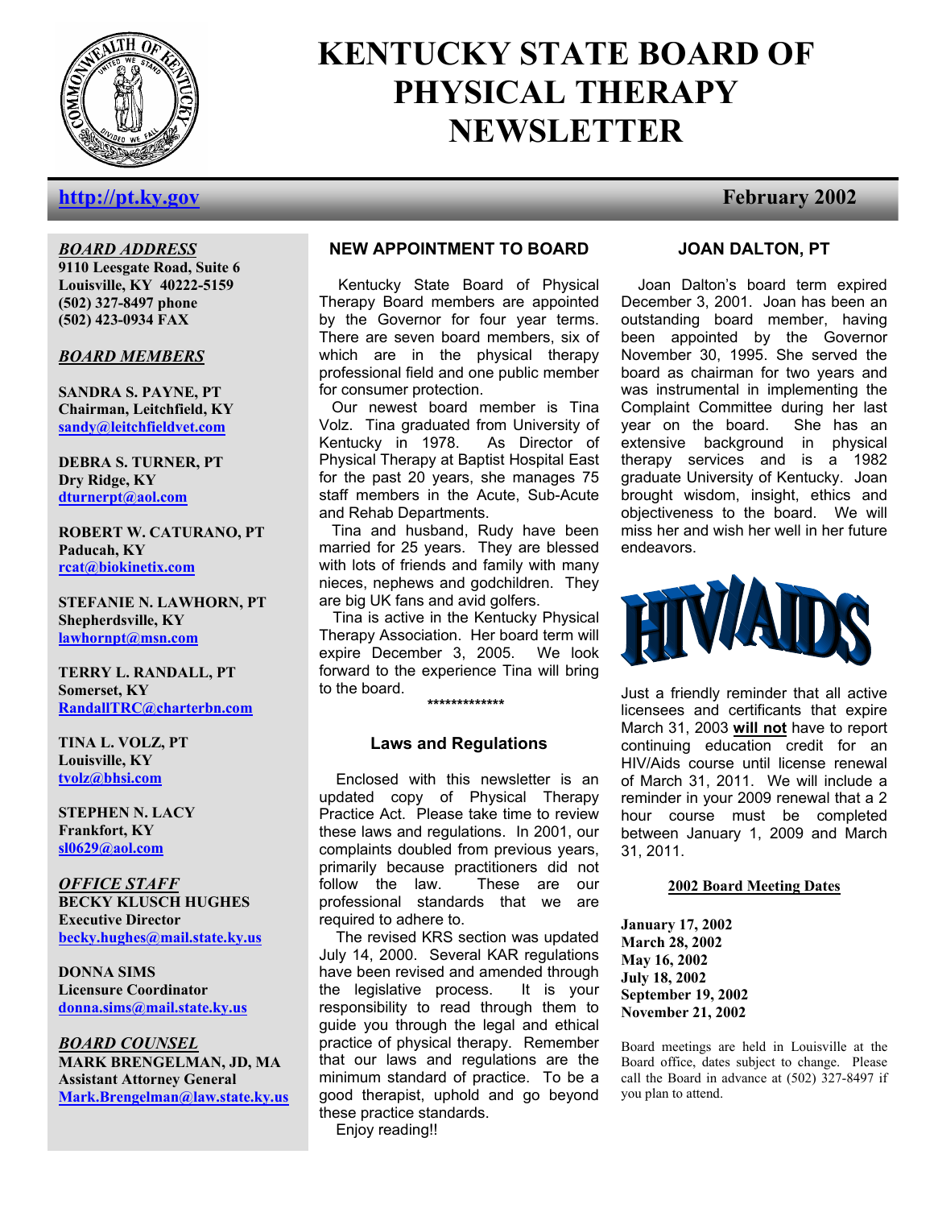# KENTUCKY STATE BOARD OF PHYSICAL THERAPY NEWSLETTER

**http://pt.ky.gov** **February 2002**

***BOARD ADDRESS***
**9110 Leesgate Road, Suite 6**
**Louisville, KY 40222-5159**
**(502) 327-8497 phone**
**(502) 423-0934 FAX**

***BOARD MEMBERS***

**SANDRA S. PAYNE, PT**
**Chairman, Leitchfield, KY**
**sandy@leitchfieldvet.com**

**DEBRA S. TURNER, PT**
**Dry Ridge, KY**
**dturnerpt@aol.com**

**ROBERT W. CATURANO, PT**
**Paducah, KY**
**rcat@biokinetix.com**

**STEFANIE N. LAWHORN, PT**
**Shepherdsville, KY**
**lawhornpt@msn.com**

**TERRY L. RANDALL, PT**
**Somerset, KY**
**RandallTRC@charterbn.com**

**TINA L. VOLZ, PT**
**Louisville, KY**
**tvolz@bhsi.com**

**STEPHEN N. LACY**
**Frankfort, KY**
**sl0629@aol.com**

***OFFICE STAFF***
**BECKY KLUSCH HUGHES**
**Executive Director**
**becky.hughes@mail.state.ky.us**

**DONNA SIMS**
**Licensure Coordinator**
**donna.sims@mail.state.ky.us**

***BOARD COUNSEL***
**MARK BRENGELMAN, JD, MA**
**Assistant Attorney General**
**Mark.Brengelman@law.state.ky.us**

## NEW APPOINTMENT TO BOARD

Kentucky State Board of Physical Therapy Board members are appointed by the Governor for four year terms. There are seven board members, six of which are in the physical therapy professional field and one public member for consumer protection.

Our newest board member is Tina Volz. Tina graduated from University of Kentucky in 1978. As Director of Physical Therapy at Baptist Hospital East for the past 20 years, she manages 75 staff members in the Acute, Sub-Acute and Rehab Departments.

Tina and husband, Rudy have been married for 25 years. They are blessed with lots of friends and family with many nieces, nephews and godchildren. They are big UK fans and avid golfers.

Tina is active in the Kentucky Physical Therapy Association. Her board term will expire December 3, 2005. We look forward to the experience Tina will bring to the board.

*************

## Laws and Regulations

Enclosed with this newsletter is an updated copy of Physical Therapy Practice Act. Please take time to review these laws and regulations. In 2001, our complaints doubled from previous years, primarily because practitioners did not follow the law. These are our professional standards that we are required to adhere to.

The revised KRS section was updated July 14, 2000. Several KAR regulations have been revised and amended through the legislative process. It is your responsibility to read through them to guide you through the legal and ethical practice of physical therapy. Remember that our laws and regulations are the minimum standard of practice. To be a good therapist, uphold and go beyond these practice standards.

Enjoy reading!!

## JOAN DALTON, PT

Joan Dalton's board term expired December 3, 2001. Joan has been an outstanding board member, having been appointed by the Governor November 30, 1995. She served the board as chairman for two years and was instrumental in implementing the Complaint Committee during her last year on the board. She has an extensive background in physical therapy services and is a 1982 graduate University of Kentucky. Joan brought wisdom, insight, ethics and objectiveness to the board. We will miss her and wish her well in her future endeavors.

## HIV/AIDS

Just a friendly reminder that all active licensees and certificants that expire March 31, 2003 **will not** have to report continuing education credit for an HIV/Aids course until license renewal of March 31, 2011. We will include a reminder in your 2009 renewal that a 2 hour course must be completed between January 1, 2009 and March 31, 2011.

**2002 Board Meeting Dates**

**January 17, 2002**
**March 28, 2002**
**May 16, 2002**
**July 18, 2002**
**September 19, 2002**
**November 21, 2002**

Board meetings are held in Louisville at the Board office, dates subject to change. Please call the Board in advance at (502) 327-8497 if you plan to attend.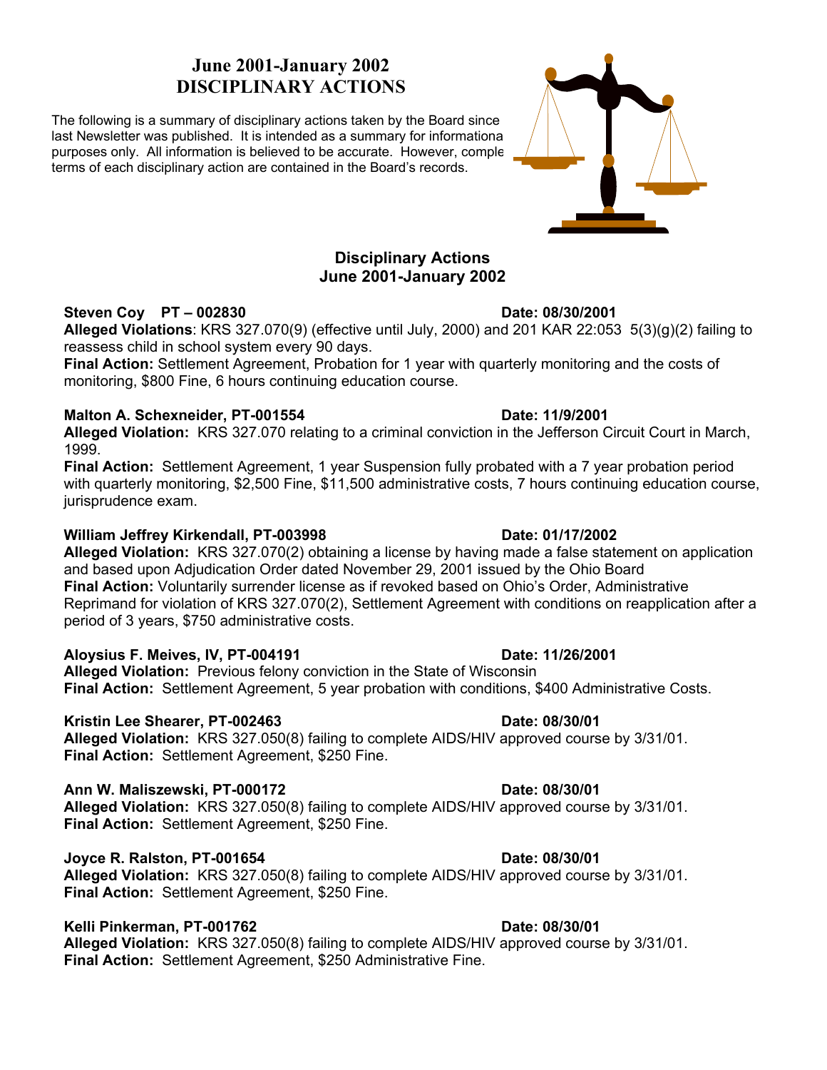## June 2001-January 2002
## DISCIPLINARY ACTIONS

The following is a summary of disciplinary actions taken by the Board since last Newsletter was published. It is intended as a summary for informationa purposes only. All information is believed to be accurate. However, comple terms of each disciplinary action are contained in the Board's records.

### Disciplinary Actions
### June 2001-January 2002

**Steven Coy PT – 002830** **Date: 08/30/2001**
**Alleged Violations**: KRS 327.070(9) (effective until July, 2000) and 201 KAR 22:053 5(3)(g)(2) failing to reassess child in school system every 90 days.
**Final Action:** Settlement Agreement, Probation for 1 year with quarterly monitoring and the costs of monitoring, $800 Fine, 6 hours continuing education course.

**Malton A. Schexneider, PT-001554** **Date: 11/9/2001**
**Alleged Violation:** KRS 327.070 relating to a criminal conviction in the Jefferson Circuit Court in March, 1999.
**Final Action:** Settlement Agreement, 1 year Suspension fully probated with a 7 year probation period with quarterly monitoring, $2,500 Fine, $11,500 administrative costs, 7 hours continuing education course, jurisprudence exam.

**William Jeffrey Kirkendall, PT-003998** **Date: 01/17/2002**
**Alleged Violation:** KRS 327.070(2) obtaining a license by having made a false statement on application and based upon Adjudication Order dated November 29, 2001 issued by the Ohio Board
**Final Action:** Voluntarily surrender license as if revoked based on Ohio's Order, Administrative Reprimand for violation of KRS 327.070(2), Settlement Agreement with conditions on reapplication after a period of 3 years, $750 administrative costs.

**Aloysius F. Meives, IV, PT-004191** **Date: 11/26/2001**
**Alleged Violation:** Previous felony conviction in the State of Wisconsin
**Final Action:** Settlement Agreement, 5 year probation with conditions, $400 Administrative Costs.

**Kristin Lee Shearer, PT-002463** **Date: 08/30/01**
**Alleged Violation:** KRS 327.050(8) failing to complete AIDS/HIV approved course by 3/31/01.
**Final Action:** Settlement Agreement, $250 Fine.

**Ann W. Maliszewski, PT-000172** **Date: 08/30/01**
**Alleged Violation:** KRS 327.050(8) failing to complete AIDS/HIV approved course by 3/31/01.
**Final Action:** Settlement Agreement, $250 Fine.

**Joyce R. Ralston, PT-001654** **Date: 08/30/01**
**Alleged Violation:** KRS 327.050(8) failing to complete AIDS/HIV approved course by 3/31/01.
**Final Action:** Settlement Agreement, $250 Fine.

**Kelli Pinkerman, PT-001762** **Date: 08/30/01**
**Alleged Violation:** KRS 327.050(8) failing to complete AIDS/HIV approved course by 3/31/01.
**Final Action:** Settlement Agreement, $250 Administrative Fine.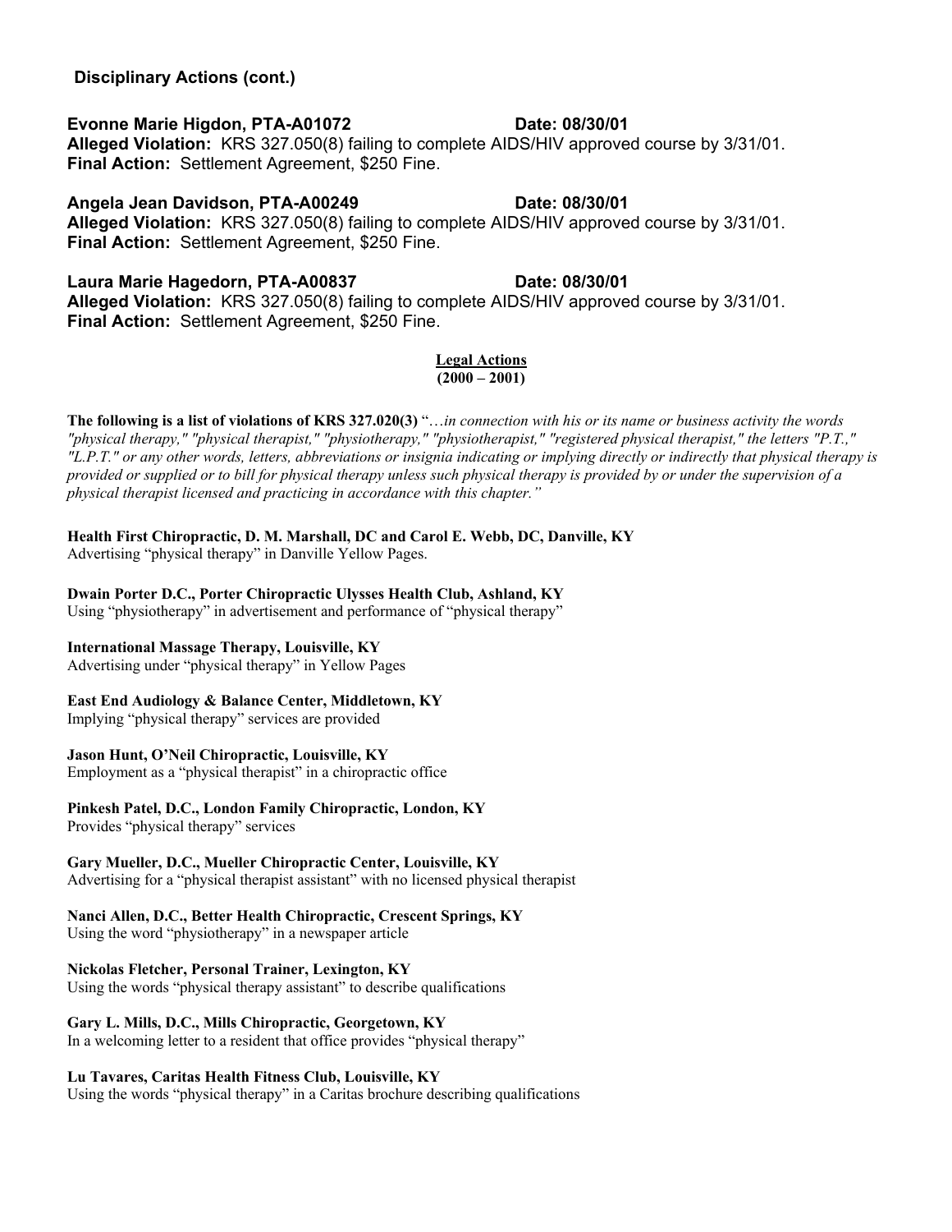**Disciplinary Actions (cont.)**

**Evonne Marie Higdon, PTA-A01072** **Date: 08/30/01**
**Alleged Violation:** KRS 327.050(8) failing to complete AIDS/HIV approved course by 3/31/01.
**Final Action:** Settlement Agreement, $250 Fine.

**Angela Jean Davidson, PTA-A00249** **Date: 08/30/01**
**Alleged Violation:** KRS 327.050(8) failing to complete AIDS/HIV approved course by 3/31/01.
**Final Action:** Settlement Agreement, $250 Fine.

**Laura Marie Hagedorn, PTA-A00837** **Date: 08/30/01**
**Alleged Violation:** KRS 327.050(8) failing to complete AIDS/HIV approved course by 3/31/01.
**Final Action:** Settlement Agreement, $250 Fine.

## Legal Actions
## (2000 – 2001)

**The following is a list of violations of KRS 327.020(3)** "*…in connection with his or its name or business activity the words "physical therapy," "physical therapist," "physiotherapy," "physiotherapist," "registered physical therapist," the letters "P.T.," "L.P.T." or any other words, letters, abbreviations or insignia indicating or implying directly or indirectly that physical therapy is provided or supplied or to bill for physical therapy unless such physical therapy is provided by or under the supervision of a physical therapist licensed and practicing in accordance with this chapter.*"

**Health First Chiropractic, D. M. Marshall, DC and Carol E. Webb, DC, Danville, KY**
Advertising "physical therapy" in Danville Yellow Pages.

**Dwain Porter D.C., Porter Chiropractic Ulysses Health Club, Ashland, KY**
Using "physiotherapy" in advertisement and performance of "physical therapy"

**International Massage Therapy, Louisville, KY**
Advertising under "physical therapy" in Yellow Pages

**East End Audiology & Balance Center, Middletown, KY**
Implying "physical therapy" services are provided

**Jason Hunt, O'Neil Chiropractic, Louisville, KY**
Employment as a "physical therapist" in a chiropractic office

**Pinkesh Patel, D.C., London Family Chiropractic, London, KY**
Provides "physical therapy" services

**Gary Mueller, D.C., Mueller Chiropractic Center, Louisville, KY**
Advertising for a "physical therapist assistant" with no licensed physical therapist

**Nanci Allen, D.C., Better Health Chiropractic, Crescent Springs, KY**
Using the word "physiotherapy" in a newspaper article

**Nickolas Fletcher, Personal Trainer, Lexington, KY**
Using the words "physical therapy assistant" to describe qualifications

**Gary L. Mills, D.C., Mills Chiropractic, Georgetown, KY**
In a welcoming letter to a resident that office provides "physical therapy"

**Lu Tavares, Caritas Health Fitness Club, Louisville, KY**
Using the words "physical therapy" in a Caritas brochure describing qualifications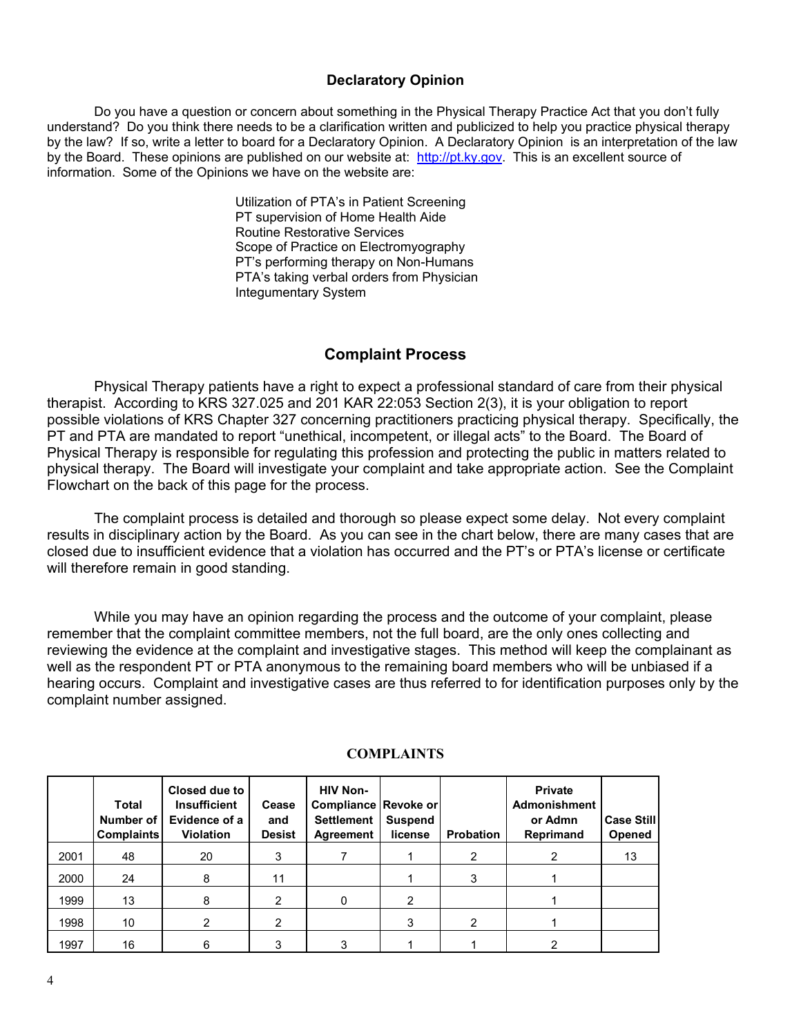## Declaratory Opinion

Do you have a question or concern about something in the Physical Therapy Practice Act that you don't fully understand? Do you think there needs to be a clarification written and publicized to help you practice physical therapy by the law? If so, write a letter to board for a Declaratory Opinion. A Declaratory Opinion is an interpretation of the law by the Board. These opinions are published on our website at: http://pt.ky.gov. This is an excellent source of information. Some of the Opinions we have on the website are:

- Utilization of PTA's in Patient Screening
- PT supervision of Home Health Aide
- Routine Restorative Services
- Scope of Practice on Electromyography
- PT's performing therapy on Non-Humans
- PTA's taking verbal orders from Physician
- Integumentary System

## Complaint Process

Physical Therapy patients have a right to expect a professional standard of care from their physical therapist. According to KRS 327.025 and 201 KAR 22:053 Section 2(3), it is your obligation to report possible violations of KRS Chapter 327 concerning practitioners practicing physical therapy. Specifically, the PT and PTA are mandated to report "unethical, incompetent, or illegal acts" to the Board. The Board of Physical Therapy is responsible for regulating this profession and protecting the public in matters related to physical therapy. The Board will investigate your complaint and take appropriate action. See the Complaint Flowchart on the back of this page for the process.

The complaint process is detailed and thorough so please expect some delay. Not every complaint results in disciplinary action by the Board. As you can see in the chart below, there are many cases that are closed due to insufficient evidence that a violation has occurred and the PT's or PTA's license or certificate will therefore remain in good standing.

While you may have an opinion regarding the process and the outcome of your complaint, please remember that the complaint committee members, not the full board, are the only ones collecting and reviewing the evidence at the complaint and investigative stages. This method will keep the complainant as well as the respondent PT or PTA anonymous to the remaining board members who will be unbiased if a hearing occurs. Complaint and investigative cases are thus referred to for identification purposes only by the complaint number assigned.

**COMPLAINTS**

| | Total Number of Complaints | Closed due to Insufficient Evidence of a Violation | Cease and Desist | HIV Non-Compliance Settlement Agreement | Revoke or Suspend license | Probation | Private Admonishment or Admn Reprimand | Case Still Opened |
|---|---|---|---|---|---|---|---|---|
| 2001 | 48 | 20 | 3 | 7 | 1 | 2 | 2 | 13 |
| 2000 | 24 | 8 | 11 | | 1 | 3 | 1 | |
| 1999 | 13 | 8 | 2 | 0 | 2 | | 1 | |
| 1998 | 10 | 2 | 2 | | 3 | 2 | 1 | |
| 1997 | 16 | 6 | 3 | 3 | 1 | 1 | 2 | |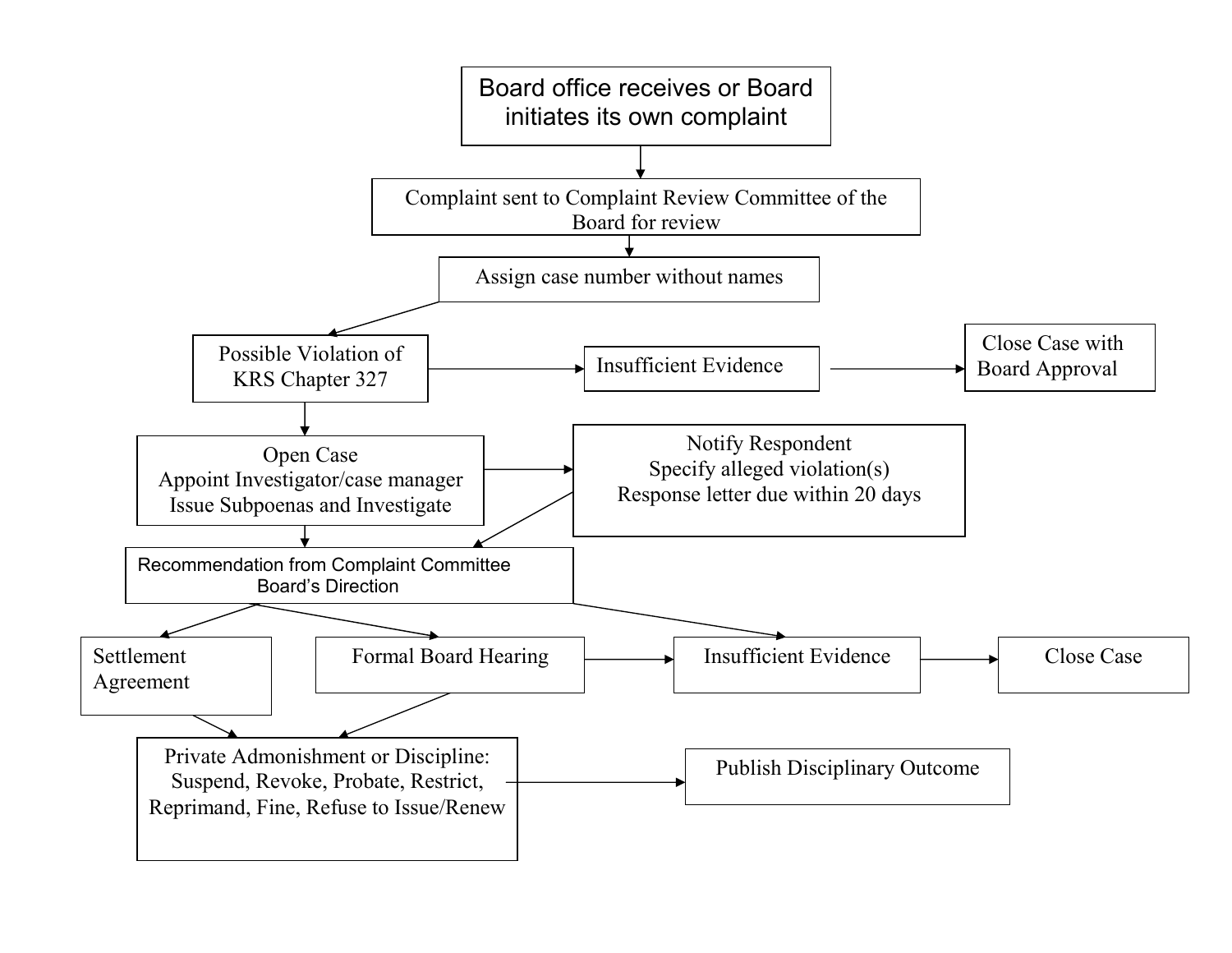Board office receives or Board initiates its own complaint

↓

Complaint sent to Complaint Review Committee of the Board for review

↓

Assign case number without names

↓

Possible Violation of KRS Chapter 327 → Insufficient Evidence → Close Case with Board Approval

↓

Open Case
Appoint Investigator/case manager
Issue Subpoenas and Investigate

→ Notify Respondent
Specify alleged violation(s)
Response letter due within 20 days

↓

Recommendation from Complaint Committee
Board's Direction

↓

- Settlement Agreement
- Formal Board Hearing → Insufficient Evidence → Close Case
- Insufficient Evidence → Close Case

↓

Private Admonishment or Discipline:
Suspend, Revoke, Probate, Restrict, Reprimand, Fine, Refuse to Issue/Renew

→ Publish Disciplinary Outcome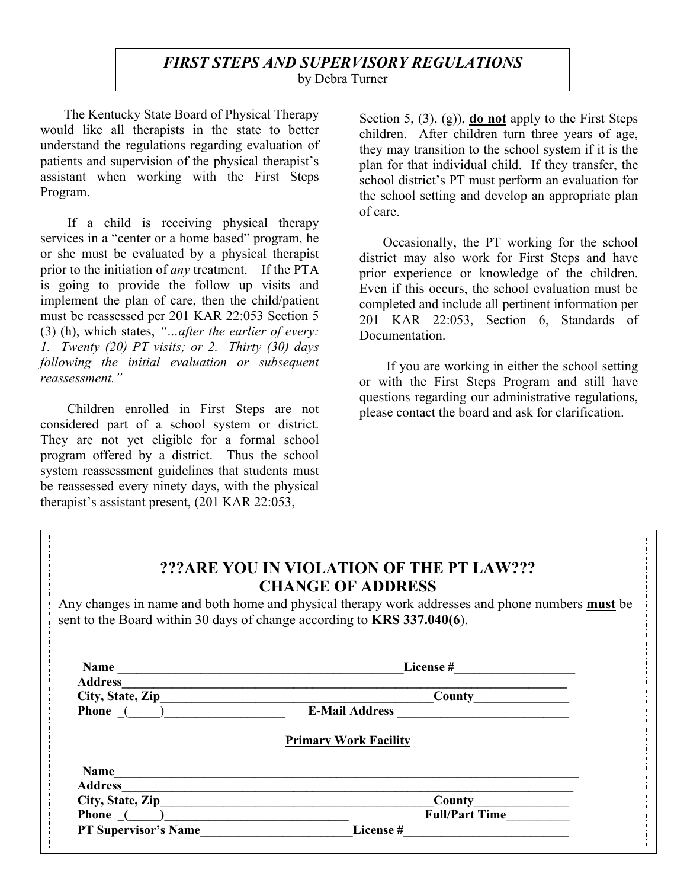## *FIRST STEPS AND SUPERVISORY REGULATIONS*

by Debra Turner

The Kentucky State Board of Physical Therapy would like all therapists in the state to better understand the regulations regarding evaluation of patients and supervision of the physical therapist's assistant when working with the First Steps Program.

If a child is receiving physical therapy services in a "center or a home based" program, he or she must be evaluated by a physical therapist prior to the initiation of *any* treatment. If the PTA is going to provide the follow up visits and implement the plan of care, then the child/patient must be reassessed per 201 KAR 22:053 Section 5 (3) (h), which states, *"…after the earlier of every: 1. Twenty (20) PT visits; or 2. Thirty (30) days following the initial evaluation or subsequent reassessment."*

Children enrolled in First Steps are not considered part of a school system or district. They are not yet eligible for a formal school program offered by a district. Thus the school system reassessment guidelines that students must be reassessed every ninety days, with the physical therapist's assistant present, (201 KAR 22:053, Section 5, (3), (g)), **do not** apply to the First Steps children. After children turn three years of age, they may transition to the school system if it is the plan for that individual child. If they transfer, the school district's PT must perform an evaluation for the school setting and develop an appropriate plan of care.

Occasionally, the PT working for the school district may also work for First Steps and have prior experience or knowledge of the children. Even if this occurs, the school evaluation must be completed and include all pertinent information per 201 KAR 22:053, Section 6, Standards of Documentation.

If you are working in either the school setting or with the First Steps Program and still have questions regarding our administrative regulations, please contact the board and ask for clarification.

---

## ???ARE YOU IN VIOLATION OF THE PT LAW???
## CHANGE OF ADDRESS

Any changes in name and both home and physical therapy work addresses and phone numbers **must** be sent to the Board within 30 days of change according to **KRS 337.040(6)**.

**Name** ______________________________________________ **License #** __________________

**Address** ______________________________________________________________________

**City, State, Zip** ___________________________________________ **County** ______________

**Phone** _(_____)___________________ **E-Mail Address** ___________________________

**Primary Work Facility**

**Name** ________________________________________________________________________

**Address** ______________________________________________________________________

**City, State, Zip** ___________________________________________ **County** ______________

**Phone** _(_____)____________________________ **Full/Part Time** __________

**PT Supervisor's Name** ________________________ **License #** __________________________